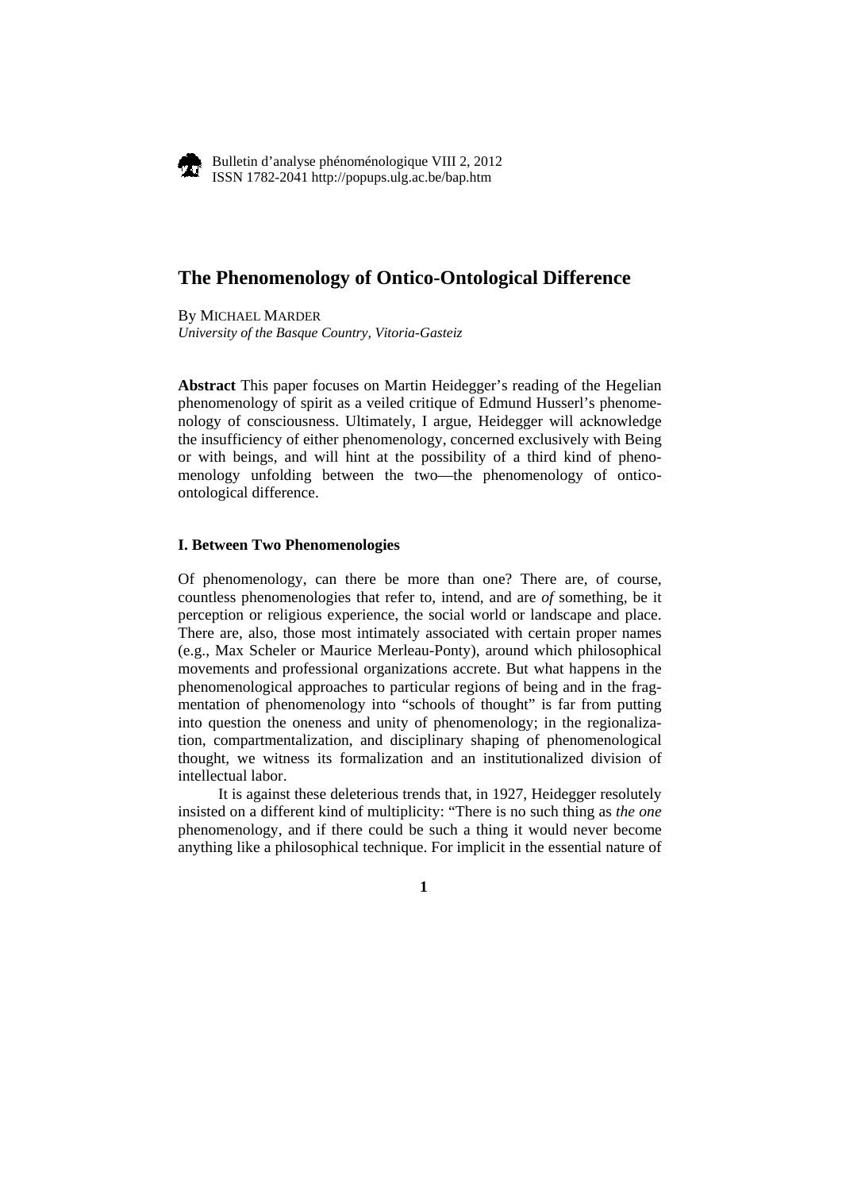# The Phenomenology of Ontico-Ontological Difference

By MICHAEL MARDER
*University of the Basque Country, Vitoria-Gasteiz*

**Abstract** This paper focuses on Martin Heidegger's reading of the Hegelian phenomenology of spirit as a veiled critique of Edmund Husserl's phenomenology of consciousness. Ultimately, I argue, Heidegger will acknowledge the insufficiency of either phenomenology, concerned exclusively with Being or with beings, and will hint at the possibility of a third kind of phenomenology unfolding between the two—the phenomenology of ontico-ontological difference.

### I. Between Two Phenomenologies

Of phenomenology, can there be more than one? There are, of course, countless phenomenologies that refer to, intend, and are *of* something, be it perception or religious experience, the social world or landscape and place. There are, also, those most intimately associated with certain proper names (e.g., Max Scheler or Maurice Merleau-Ponty), around which philosophical movements and professional organizations accrete. But what happens in the phenomenological approaches to particular regions of being and in the fragmentation of phenomenology into "schools of thought" is far from putting into question the oneness and unity of phenomenology; in the regionalization, compartmentalization, and disciplinary shaping of phenomenological thought, we witness its formalization and an institutionalized division of intellectual labor.

It is against these deleterious trends that, in 1927, Heidegger resolutely insisted on a different kind of multiplicity: "There is no such thing as *the one* phenomenology, and if there could be such a thing it would never become anything like a philosophical technique. For implicit in the essential nature of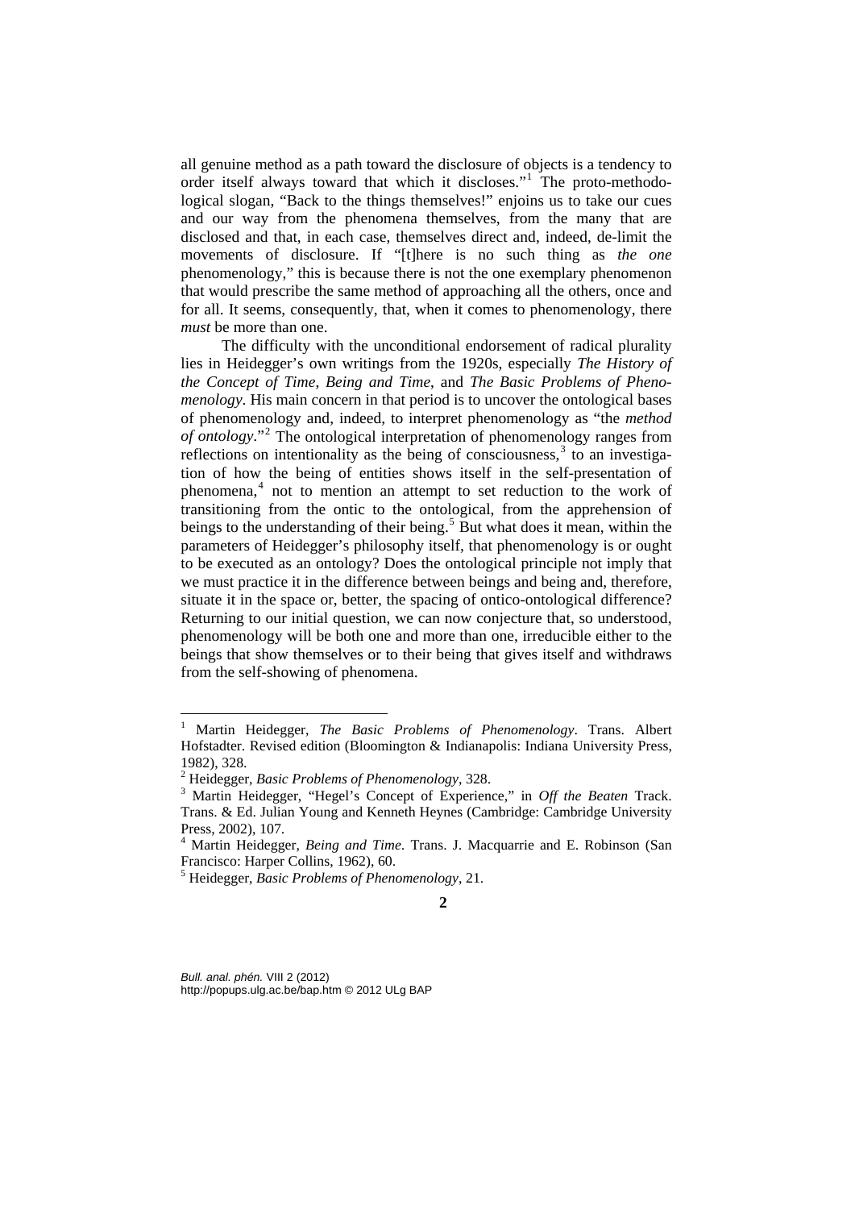all genuine method as a path toward the disclosure of objects is a tendency to order itself always toward that which it discloses."[1] The proto-methodological slogan, "Back to the things themselves!" enjoins us to take our cues and our way from the phenomena themselves, from the many that are disclosed and that, in each case, themselves direct and, indeed, de-limit the movements of disclosure. If "[t]here is no such thing as *the one* phenomenology," this is because there is not the one exemplary phenomenon that would prescribe the same method of approaching all the others, once and for all. It seems, consequently, that, when it comes to phenomenology, there *must* be more than one.

The difficulty with the unconditional endorsement of radical plurality lies in Heidegger's own writings from the 1920s, especially *The History of the Concept of Time*, *Being and Time*, and *The Basic Problems of Phenomenology*. His main concern in that period is to uncover the ontological bases of phenomenology and, indeed, to interpret phenomenology as "the *method of ontology*."[2] The ontological interpretation of phenomenology ranges from reflections on intentionality as the being of consciousness,[3] to an investigation of how the being of entities shows itself in the self-presentation of phenomena,[4] not to mention an attempt to set reduction to the work of transitioning from the ontic to the ontological, from the apprehension of beings to the understanding of their being.[5] But what does it mean, within the parameters of Heidegger's philosophy itself, that phenomenology is or ought to be executed as an ontology? Does the ontological principle not imply that we must practice it in the difference between beings and being and, therefore, situate it in the space or, better, the spacing of ontico-ontological difference? Returning to our initial question, we can now conjecture that, so understood, phenomenology will be both one and more than one, irreducible either to the beings that show themselves or to their being that gives itself and withdraws from the self-showing of phenomena.

---

[1] Martin Heidegger, *The Basic Problems of Phenomenology*. Trans. Albert Hofstadter. Revised edition (Bloomington & Indianapolis: Indiana University Press, 1982), 328.

[2] Heidegger, *Basic Problems of Phenomenology*, 328.

[3] Martin Heidegger, "Hegel's Concept of Experience," in *Off the Beaten* Track. Trans. & Ed. Julian Young and Kenneth Heynes (Cambridge: Cambridge University Press, 2002), 107.

[4] Martin Heidegger, *Being and Time*. Trans. J. Macquarrie and E. Robinson (San Francisco: Harper Collins, 1962), 60.

[5] Heidegger, *Basic Problems of Phenomenology*, 21.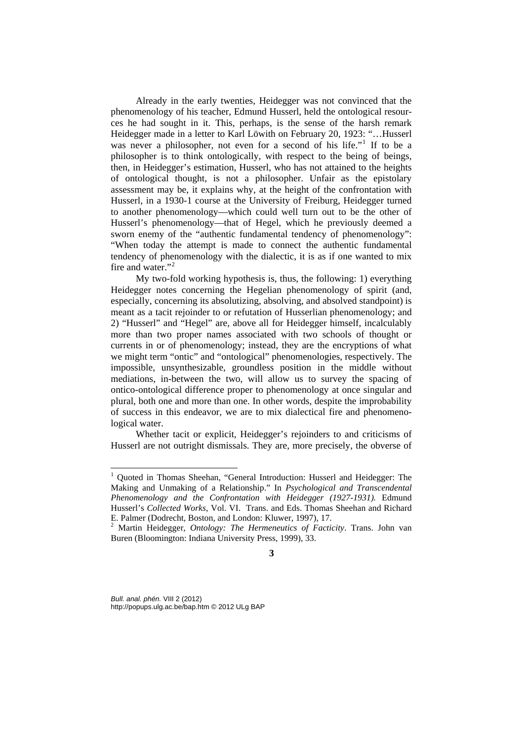Already in the early twenties, Heidegger was not convinced that the phenomenology of his teacher, Edmund Husserl, held the ontological resources he had sought in it. This, perhaps, is the sense of the harsh remark Heidegger made in a letter to Karl Löwith on February 20, 1923: "…Husserl was never a philosopher, not even for a second of his life."[1] If to be a philosopher is to think ontologically, with respect to the being of beings, then, in Heidegger's estimation, Husserl, who has not attained to the heights of ontological thought, is not a philosopher. Unfair as the epistolary assessment may be, it explains why, at the height of the confrontation with Husserl, in a 1930-1 course at the University of Freiburg, Heidegger turned to another phenomenology—which could well turn out to be the other of Husserl's phenomenology—that of Hegel, which he previously deemed a sworn enemy of the "authentic fundamental tendency of phenomenology": "When today the attempt is made to connect the authentic fundamental tendency of phenomenology with the dialectic, it is as if one wanted to mix fire and water."[2]

My two-fold working hypothesis is, thus, the following: 1) everything Heidegger notes concerning the Hegelian phenomenology of spirit (and, especially, concerning its absolutizing, absolving, and absolved standpoint) is meant as a tacit rejoinder to or refutation of Husserlian phenomenology; and 2) "Husserl" and "Hegel" are, above all for Heidegger himself, incalculably more than two proper names associated with two schools of thought or currents in or of phenomenology; instead, they are the encryptions of what we might term "ontic" and "ontological" phenomenologies, respectively. The impossible, unsynthesizable, groundless position in the middle without mediations, in-between the two, will allow us to survey the spacing of ontico-ontological difference proper to phenomenology at once singular and plural, both one and more than one. In other words, despite the improbability of success in this endeavor, we are to mix dialectical fire and phenomenological water.

Whether tacit or explicit, Heidegger's rejoinders to and criticisms of Husserl are not outright dismissals. They are, more precisely, the obverse of

---

[1] Quoted in Thomas Sheehan, "General Introduction: Husserl and Heidegger: The Making and Unmaking of a Relationship." In *Psychological and Transcendental Phenomenology and the Confrontation with Heidegger (1927-1931).* Edmund Husserl's *Collected Works*, Vol. VI. Trans. and Eds. Thomas Sheehan and Richard E. Palmer (Dodrecht, Boston, and London: Kluwer, 1997), 17.

[2] Martin Heidegger, *Ontology: The Hermeneutics of Facticity*. Trans. John van Buren (Bloomington: Indiana University Press, 1999), 33.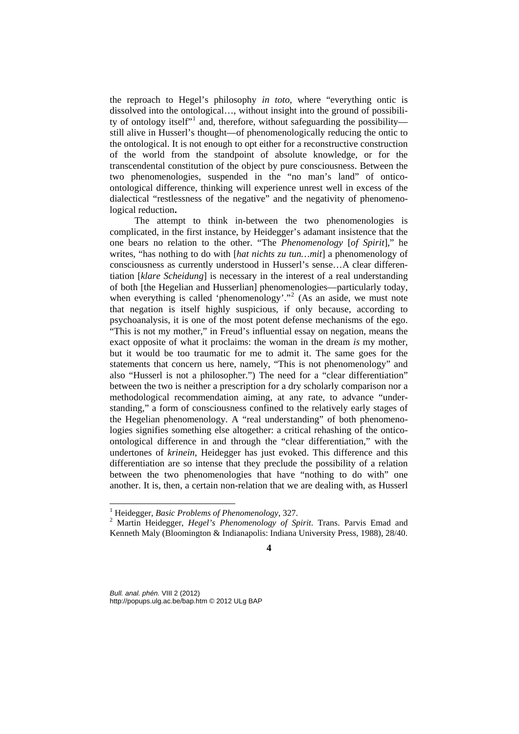the reproach to Hegel's philosophy *in toto*, where "everything ontic is dissolved into the ontological…, without insight into the ground of possibility of ontology itself"[1] and, therefore, without safeguarding the possibility—still alive in Husserl's thought—of phenomenologically reducing the ontic to the ontological. It is not enough to opt either for a reconstructive construction of the world from the standpoint of absolute knowledge, or for the transcendental constitution of the object by pure consciousness. Between the two phenomenologies, suspended in the "no man's land" of ontico-ontological difference, thinking will experience unrest well in excess of the dialectical "restlessness of the negative" and the negativity of phenomenological reduction**.**

The attempt to think in-between the two phenomenologies is complicated, in the first instance, by Heidegger's adamant insistence that the one bears no relation to the other. "The *Phenomenology* [*of Spirit*]," he writes, "has nothing to do with [*hat nichts zu tun…mit*] a phenomenology of consciousness as currently understood in Husserl's sense…A clear differentiation [*klare Scheidung*] is necessary in the interest of a real understanding of both [the Hegelian and Husserlian] phenomenologies—particularly today, when everything is called 'phenomenology'."[2] (As an aside, we must note that negation is itself highly suspicious, if only because, according to psychoanalysis, it is one of the most potent defense mechanisms of the ego. "This is not my mother," in Freud's influential essay on negation, means the exact opposite of what it proclaims: the woman in the dream *is* my mother, but it would be too traumatic for me to admit it. The same goes for the statements that concern us here, namely, "This is not phenomenology" and also "Husserl is not a philosopher.") The need for a "clear differentiation" between the two is neither a prescription for a dry scholarly comparison nor a methodological recommendation aiming, at any rate, to advance "understanding," a form of consciousness confined to the relatively early stages of the Hegelian phenomenology. A "real understanding" of both phenomenologies signifies something else altogether: a critical rehashing of the ontico-ontological difference in and through the "clear differentiation," with the undertones of *krinein*, Heidegger has just evoked. This difference and this differentiation are so intense that they preclude the possibility of a relation between the two phenomenologies that have "nothing to do with" one another. It is, then, a certain non-relation that we are dealing with, as Husserl

---

[1] Heidegger, *Basic Problems of Phenomenology*, 327.

[2] Martin Heidegger, *Hegel's Phenomenology of Spirit*. Trans. Parvis Emad and Kenneth Maly (Bloomington & Indianapolis: Indiana University Press, 1988), 28/40.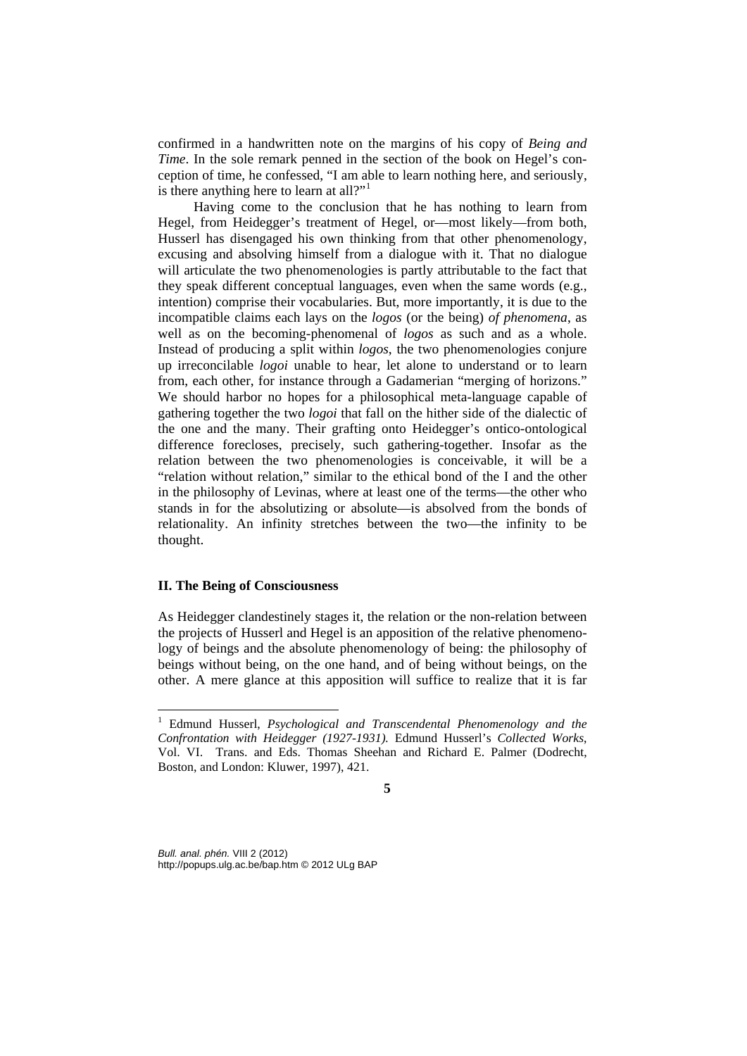confirmed in a handwritten note on the margins of his copy of *Being and Time*. In the sole remark penned in the section of the book on Hegel's conception of time, he confessed, "I am able to learn nothing here, and seriously, is there anything here to learn at all?"[1]

Having come to the conclusion that he has nothing to learn from Hegel, from Heidegger's treatment of Hegel, or—most likely—from both, Husserl has disengaged his own thinking from that other phenomenology, excusing and absolving himself from a dialogue with it. That no dialogue will articulate the two phenomenologies is partly attributable to the fact that they speak different conceptual languages, even when the same words (e.g., intention) comprise their vocabularies. But, more importantly, it is due to the incompatible claims each lays on the *logos* (or the being) *of phenomena*, as well as on the becoming-phenomenal of *logos* as such and as a whole. Instead of producing a split within *logos*, the two phenomenologies conjure up irreconcilable *logoi* unable to hear, let alone to understand or to learn from, each other, for instance through a Gadamerian "merging of horizons." We should harbor no hopes for a philosophical meta-language capable of gathering together the two *logoi* that fall on the hither side of the dialectic of the one and the many. Their grafting onto Heidegger's ontico-ontological difference forecloses, precisely, such gathering-together. Insofar as the relation between the two phenomenologies is conceivable, it will be a "relation without relation," similar to the ethical bond of the I and the other in the philosophy of Levinas, where at least one of the terms—the other who stands in for the absolutizing or absolute—is absolved from the bonds of relationality. An infinity stretches between the two—the infinity to be thought.

## II. The Being of Consciousness

As Heidegger clandestinely stages it, the relation or the non-relation between the projects of Husserl and Hegel is an apposition of the relative phenomenology of beings and the absolute phenomenology of being: the philosophy of beings without being, on the one hand, and of being without beings, on the other. A mere glance at this apposition will suffice to realize that it is far

---

[1] Edmund Husserl, *Psychological and Transcendental Phenomenology and the Confrontation with Heidegger (1927-1931).* Edmund Husserl's *Collected Works*, Vol. VI. Trans. and Eds. Thomas Sheehan and Richard E. Palmer (Dodrecht, Boston, and London: Kluwer, 1997), 421.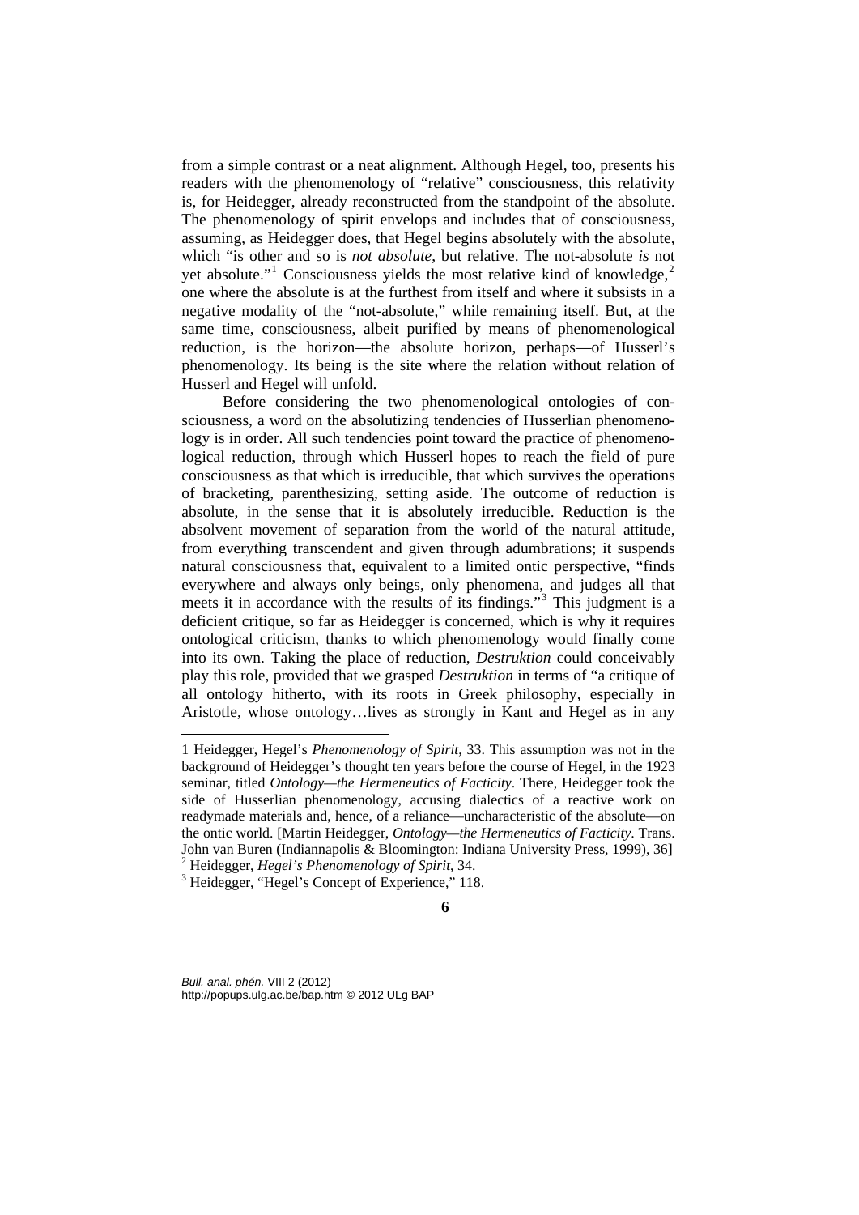from a simple contrast or a neat alignment. Although Hegel, too, presents his readers with the phenomenology of "relative" consciousness, this relativity is, for Heidegger, already reconstructed from the standpoint of the absolute. The phenomenology of spirit envelops and includes that of consciousness, assuming, as Heidegger does, that Hegel begins absolutely with the absolute, which "is other and so is *not absolute*, but relative. The not-absolute *is* not yet absolute."[1] Consciousness yields the most relative kind of knowledge,[2] one where the absolute is at the furthest from itself and where it subsists in a negative modality of the "not-absolute," while remaining itself. But, at the same time, consciousness, albeit purified by means of phenomenological reduction, is the horizon—the absolute horizon, perhaps—of Husserl's phenomenology. Its being is the site where the relation without relation of Husserl and Hegel will unfold.

Before considering the two phenomenological ontologies of consciousness, a word on the absolutizing tendencies of Husserlian phenomenology is in order. All such tendencies point toward the practice of phenomenological reduction, through which Husserl hopes to reach the field of pure consciousness as that which is irreducible, that which survives the operations of bracketing, parenthesizing, setting aside. The outcome of reduction is absolute, in the sense that it is absolutely irreducible. Reduction is the absolvent movement of separation from the world of the natural attitude, from everything transcendent and given through adumbrations; it suspends natural consciousness that, equivalent to a limited ontic perspective, "finds everywhere and always only beings, only phenomena, and judges all that meets it in accordance with the results of its findings."[3] This judgment is a deficient critique, so far as Heidegger is concerned, which is why it requires ontological criticism, thanks to which phenomenology would finally come into its own. Taking the place of reduction, *Destruktion* could conceivably play this role, provided that we grasped *Destruktion* in terms of "a critique of all ontology hitherto, with its roots in Greek philosophy, especially in Aristotle, whose ontology…lives as strongly in Kant and Hegel as in any

---

1 Heidegger, Hegel's *Phenomenology of Spirit*, 33. This assumption was not in the background of Heidegger's thought ten years before the course of Hegel, in the 1923 seminar, titled *Ontology—the Hermeneutics of Facticity*. There, Heidegger took the side of Husserlian phenomenology, accusing dialectics of a reactive work on readymade materials and, hence, of a reliance—uncharacteristic of the absolute—on the ontic world. [Martin Heidegger, *Ontology—the Hermeneutics of Facticity*. Trans. John van Buren (Indiannapolis & Bloomington: Indiana University Press, 1999), 36]

2 Heidegger, *Hegel's Phenomenology of Spirit*, 34.

3 Heidegger, "Hegel's Concept of Experience," 118.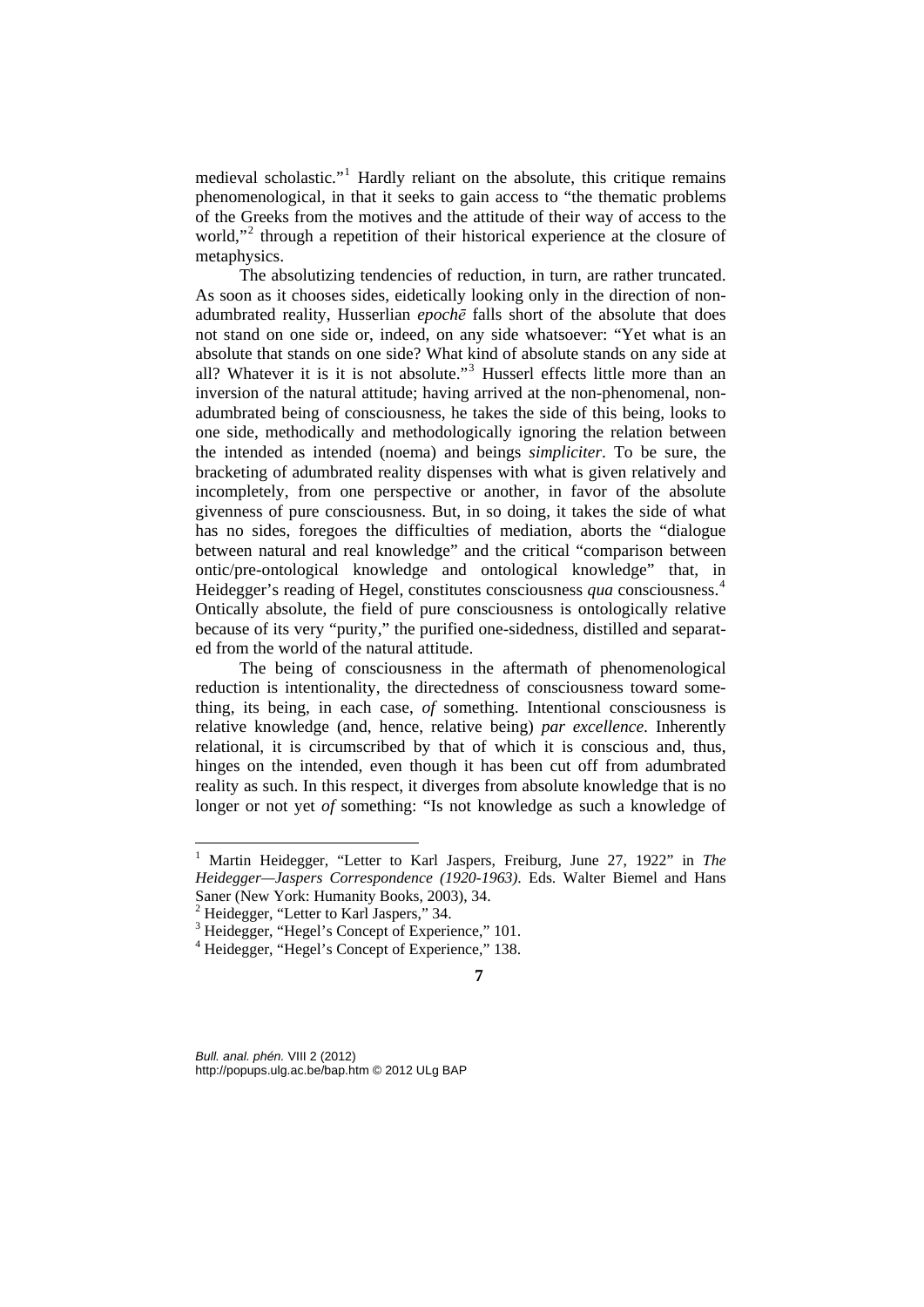medieval scholastic."[1] Hardly reliant on the absolute, this critique remains phenomenological, in that it seeks to gain access to "the thematic problems of the Greeks from the motives and the attitude of their way of access to the world,"[2] through a repetition of their historical experience at the closure of metaphysics.

The absolutizing tendencies of reduction, in turn, are rather truncated. As soon as it chooses sides, eidetically looking only in the direction of non-adumbrated reality, Husserlian *epochē* falls short of the absolute that does not stand on one side or, indeed, on any side whatsoever: "Yet what is an absolute that stands on one side? What kind of absolute stands on any side at all? Whatever it is it is not absolute."[3] Husserl effects little more than an inversion of the natural attitude; having arrived at the non-phenomenal, non-adumbrated being of consciousness, he takes the side of this being, looks to one side, methodically and methodologically ignoring the relation between the intended as intended (noema) and beings *simpliciter*. To be sure, the bracketing of adumbrated reality dispenses with what is given relatively and incompletely, from one perspective or another, in favor of the absolute givenness of pure consciousness. But, in so doing, it takes the side of what has no sides, foregoes the difficulties of mediation, aborts the "dialogue between natural and real knowledge" and the critical "comparison between ontic/pre-ontological knowledge and ontological knowledge" that, in Heidegger's reading of Hegel, constitutes consciousness *qua* consciousness.[4] Ontically absolute, the field of pure consciousness is ontologically relative because of its very "purity," the purified one-sidedness, distilled and separated from the world of the natural attitude.

The being of consciousness in the aftermath of phenomenological reduction is intentionality, the directedness of consciousness toward something, its being, in each case, *of* something. Intentional consciousness is relative knowledge (and, hence, relative being) *par excellence*. Inherently relational, it is circumscribed by that of which it is conscious and, thus, hinges on the intended, even though it has been cut off from adumbrated reality as such. In this respect, it diverges from absolute knowledge that is no longer or not yet *of* something: "Is not knowledge as such a knowledge of

---

[1] Martin Heidegger, "Letter to Karl Jaspers, Freiburg, June 27, 1922" in *The Heidegger—Jaspers Correspondence (1920-1963)*. Eds. Walter Biemel and Hans Saner (New York: Humanity Books, 2003), 34.

[2] Heidegger, "Letter to Karl Jaspers," 34.

[3] Heidegger, "Hegel's Concept of Experience," 101.

[4] Heidegger, "Hegel's Concept of Experience," 138.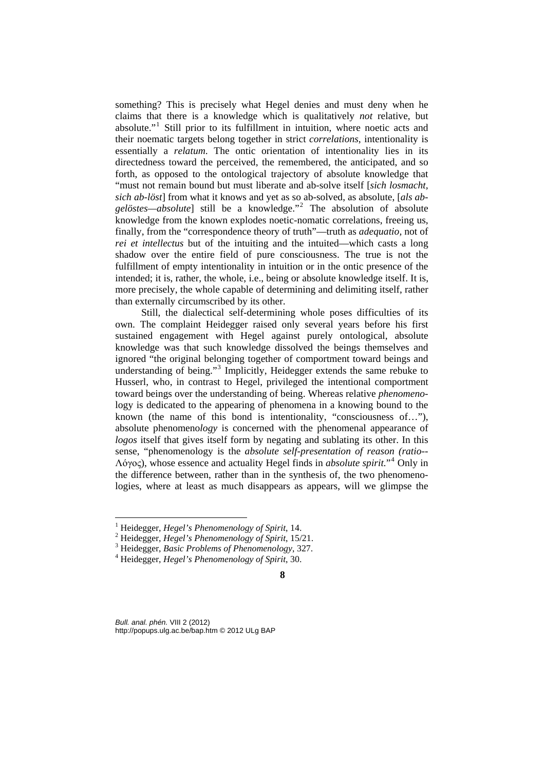something? This is precisely what Hegel denies and must deny when he claims that there is a knowledge which is qualitatively *not* relative, but absolute."[1] Still prior to its fulfillment in intuition, where noetic acts and their noematic targets belong together in strict *correlations*, intentionality is essentially a *relatum*. The ontic orientation of intentionality lies in its directedness toward the perceived, the remembered, the anticipated, and so forth, as opposed to the ontological trajectory of absolute knowledge that "must not remain bound but must liberate and ab-solve itself [*sich losmacht, sich ab-löst*] from what it knows and yet as so ab-solved, as absolute, [*als abgelöstes—absolute*] still be a knowledge."[2] The absolution of absolute knowledge from the known explodes noetic-nomatic correlations, freeing us, finally, from the "correspondence theory of truth"—truth as *adequatio*, not of *rei et intellectus* but of the intuiting and the intuited—which casts a long shadow over the entire field of pure consciousness. The true is not the fulfillment of empty intentionality in intuition or in the ontic presence of the intended; it is, rather, the whole, i.e., being or absolute knowledge itself. It is, more precisely, the whole capable of determining and delimiting itself, rather than externally circumscribed by its other.

Still, the dialectical self-determining whole poses difficulties of its own. The complaint Heidegger raised only several years before his first sustained engagement with Hegel against purely ontological, absolute knowledge was that such knowledge dissolved the beings themselves and ignored "the original belonging together of comportment toward beings and understanding of being."[3] Implicitly, Heidegger extends the same rebuke to Husserl, who, in contrast to Hegel, privileged the intentional comportment toward beings over the understanding of being. Whereas relative *phenomeno*-logy is dedicated to the appearing of phenomena in a knowing bound to the known (the name of this bond is intentionality, "consciousness of…"), absolute phenomeno*logy* is concerned with the phenomenal appearance of *logos* itself that gives itself form by negating and sublating its other. In this sense, "phenomenology is the *absolute self-presentation of reason (ratio*--Λόγος), whose essence and actuality Hegel finds in *absolute spirit.*"[4] Only in the difference between, rather than in the synthesis of, the two phenomenologies, where at least as much disappears as appears, will we glimpse the

---

[1] Heidegger, *Hegel's Phenomenology of Spirit*, 14.

[2] Heidegger, *Hegel's Phenomenology of Spirit*, 15/21.

[3] Heidegger, *Basic Problems of Phenomenology*, 327.

[4] Heidegger, *Hegel's Phenomenology of Spirit*, 30.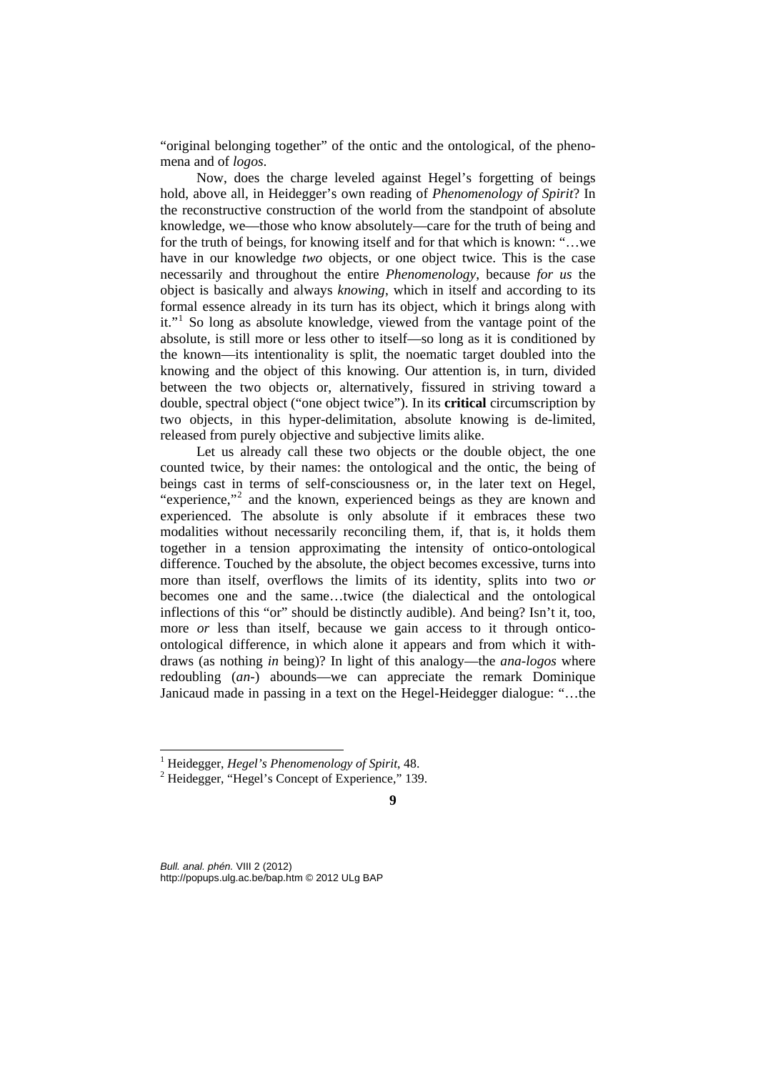"original belonging together" of the ontic and the ontological, of the phenomena and of *logos*.

Now, does the charge leveled against Hegel's forgetting of beings hold, above all, in Heidegger's own reading of *Phenomenology of Spirit*? In the reconstructive construction of the world from the standpoint of absolute knowledge, we—those who know absolutely—care for the truth of being and for the truth of beings, for knowing itself and for that which is known: "…we have in our knowledge *two* objects, or one object twice. This is the case necessarily and throughout the entire *Phenomenology*, because *for us* the object is basically and always *knowing*, which in itself and according to its formal essence already in its turn has its object, which it brings along with it."[1] So long as absolute knowledge, viewed from the vantage point of the absolute, is still more or less other to itself—so long as it is conditioned by the known—its intentionality is split, the noematic target doubled into the knowing and the object of this knowing. Our attention is, in turn, divided between the two objects or, alternatively, fissured in striving toward a double, spectral object ("one object twice"). In its **critical** circumscription by two objects, in this hyper-delimitation, absolute knowing is de-limited, released from purely objective and subjective limits alike.

Let us already call these two objects or the double object, the one counted twice, by their names: the ontological and the ontic, the being of beings cast in terms of self-consciousness or, in the later text on Hegel, "experience,"[2] and the known, experienced beings as they are known and experienced. The absolute is only absolute if it embraces these two modalities without necessarily reconciling them, if, that is, it holds them together in a tension approximating the intensity of ontico-ontological difference. Touched by the absolute, the object becomes excessive, turns into more than itself, overflows the limits of its identity, splits into two *or* becomes one and the same…twice (the dialectical and the ontological inflections of this "or" should be distinctly audible). And being? Isn't it, too, more *or* less than itself, because we gain access to it through ontico-ontological difference, in which alone it appears and from which it withdraws (as nothing *in* being)? In light of this analogy—the *ana-logos* where redoubling (*an-*) abounds—we can appreciate the remark Dominique Janicaud made in passing in a text on the Hegel-Heidegger dialogue: "…the

---

[1] Heidegger, *Hegel's Phenomenology of Spirit*, 48.

[2] Heidegger, "Hegel's Concept of Experience," 139.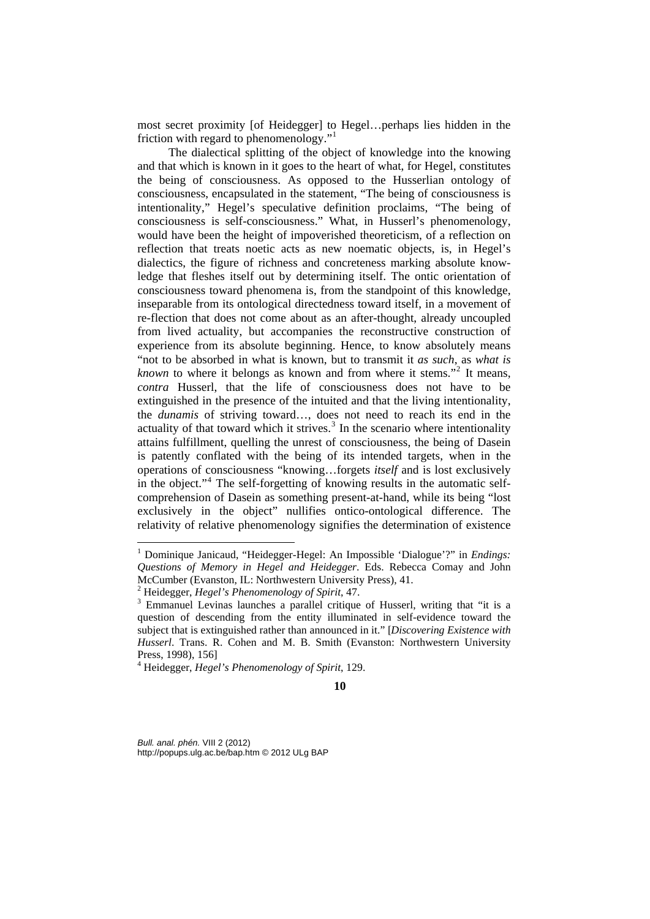most secret proximity [of Heidegger] to Hegel…perhaps lies hidden in the friction with regard to phenomenology."[1]

The dialectical splitting of the object of knowledge into the knowing and that which is known in it goes to the heart of what, for Hegel, constitutes the being of consciousness. As opposed to the Husserlian ontology of consciousness, encapsulated in the statement, "The being of consciousness is intentionality," Hegel's speculative definition proclaims, "The being of consciousness is self-consciousness." What, in Husserl's phenomenology, would have been the height of impoverished theoreticism, of a reflection on reflection that treats noetic acts as new noematic objects, is, in Hegel's dialectics, the figure of richness and concreteness marking absolute knowledge that fleshes itself out by determining itself. The ontic orientation of consciousness toward phenomena is, from the standpoint of this knowledge, inseparable from its ontological directedness toward itself, in a movement of re-flection that does not come about as an after-thought, already uncoupled from lived actuality, but accompanies the reconstructive construction of experience from its absolute beginning. Hence, to know absolutely means "not to be absorbed in what is known, but to transmit it *as such*, as *what is known* to where it belongs as known and from where it stems."[2] It means, *contra* Husserl, that the life of consciousness does not have to be extinguished in the presence of the intuited and that the living intentionality, the *dunamis* of striving toward…, does not need to reach its end in the actuality of that toward which it strives.[3] In the scenario where intentionality attains fulfillment, quelling the unrest of consciousness, the being of Dasein is patently conflated with the being of its intended targets, when in the operations of consciousness "knowing…forgets *itself* and is lost exclusively in the object."[4] The self-forgetting of knowing results in the automatic self-comprehension of Dasein as something present-at-hand, while its being "lost exclusively in the object" nullifies ontico-ontological difference. The relativity of relative phenomenology signifies the determination of existence

---

[1] Dominique Janicaud, "Heidegger-Hegel: An Impossible 'Dialogue'?" in *Endings: Questions of Memory in Hegel and Heidegger*. Eds. Rebecca Comay and John McCumber (Evanston, IL: Northwestern University Press), 41.

[2] Heidegger, *Hegel's Phenomenology of Spirit*, 47.

[3] Emmanuel Levinas launches a parallel critique of Husserl, writing that "it is a question of descending from the entity illuminated in self-evidence toward the subject that is extinguished rather than announced in it." [*Discovering Existence with Husserl*. Trans. R. Cohen and M. B. Smith (Evanston: Northwestern University Press, 1998), 156]

[4] Heidegger, *Hegel's Phenomenology of Spirit*, 129.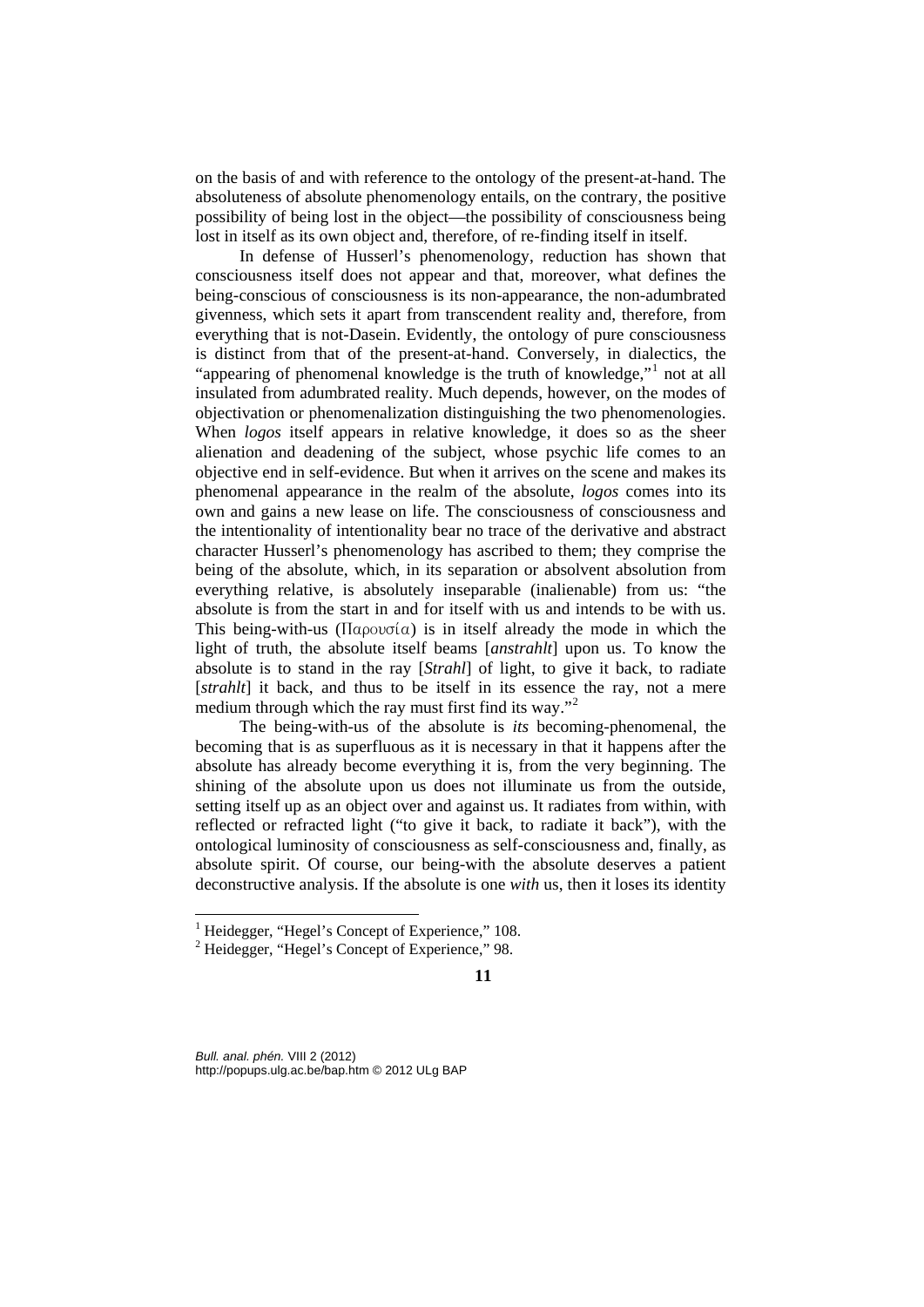on the basis of and with reference to the ontology of the present-at-hand. The absoluteness of absolute phenomenology entails, on the contrary, the positive possibility of being lost in the object—the possibility of consciousness being lost in itself as its own object and, therefore, of re-finding itself in itself.

In defense of Husserl's phenomenology, reduction has shown that consciousness itself does not appear and that, moreover, what defines the being-conscious of consciousness is its non-appearance, the non-adumbrated givenness, which sets it apart from transcendent reality and, therefore, from everything that is not-Dasein. Evidently, the ontology of pure consciousness is distinct from that of the present-at-hand. Conversely, in dialectics, the "appearing of phenomenal knowledge is the truth of knowledge,"[1] not at all insulated from adumbrated reality. Much depends, however, on the modes of objectivation or phenomenalization distinguishing the two phenomenologies. When *logos* itself appears in relative knowledge, it does so as the sheer alienation and deadening of the subject, whose psychic life comes to an objective end in self-evidence. But when it arrives on the scene and makes its phenomenal appearance in the realm of the absolute, *logos* comes into its own and gains a new lease on life. The consciousness of consciousness and the intentionality of intentionality bear no trace of the derivative and abstract character Husserl's phenomenology has ascribed to them; they comprise the being of the absolute, which, in its separation or absolvent absolution from everything relative, is absolutely inseparable (inalienable) from us: "the absolute is from the start in and for itself with us and intends to be with us. This being-with-us (Παρουσία) is in itself already the mode in which the light of truth, the absolute itself beams [*anstrahlt*] upon us. To know the absolute is to stand in the ray [*Strahl*] of light, to give it back, to radiate [*strahlt*] it back, and thus to be itself in its essence the ray, not a mere medium through which the ray must first find its way."[2]

The being-with-us of the absolute is *its* becoming-phenomenal, the becoming that is as superfluous as it is necessary in that it happens after the absolute has already become everything it is, from the very beginning. The shining of the absolute upon us does not illuminate us from the outside, setting itself up as an object over and against us. It radiates from within, with reflected or refracted light ("to give it back, to radiate it back"), with the ontological luminosity of consciousness as self-consciousness and, finally, as absolute spirit. Of course, our being-with the absolute deserves a patient deconstructive analysis. If the absolute is one *with* us, then it loses its identity

[1] Heidegger, "Hegel's Concept of Experience," 108.

[2] Heidegger, "Hegel's Concept of Experience," 98.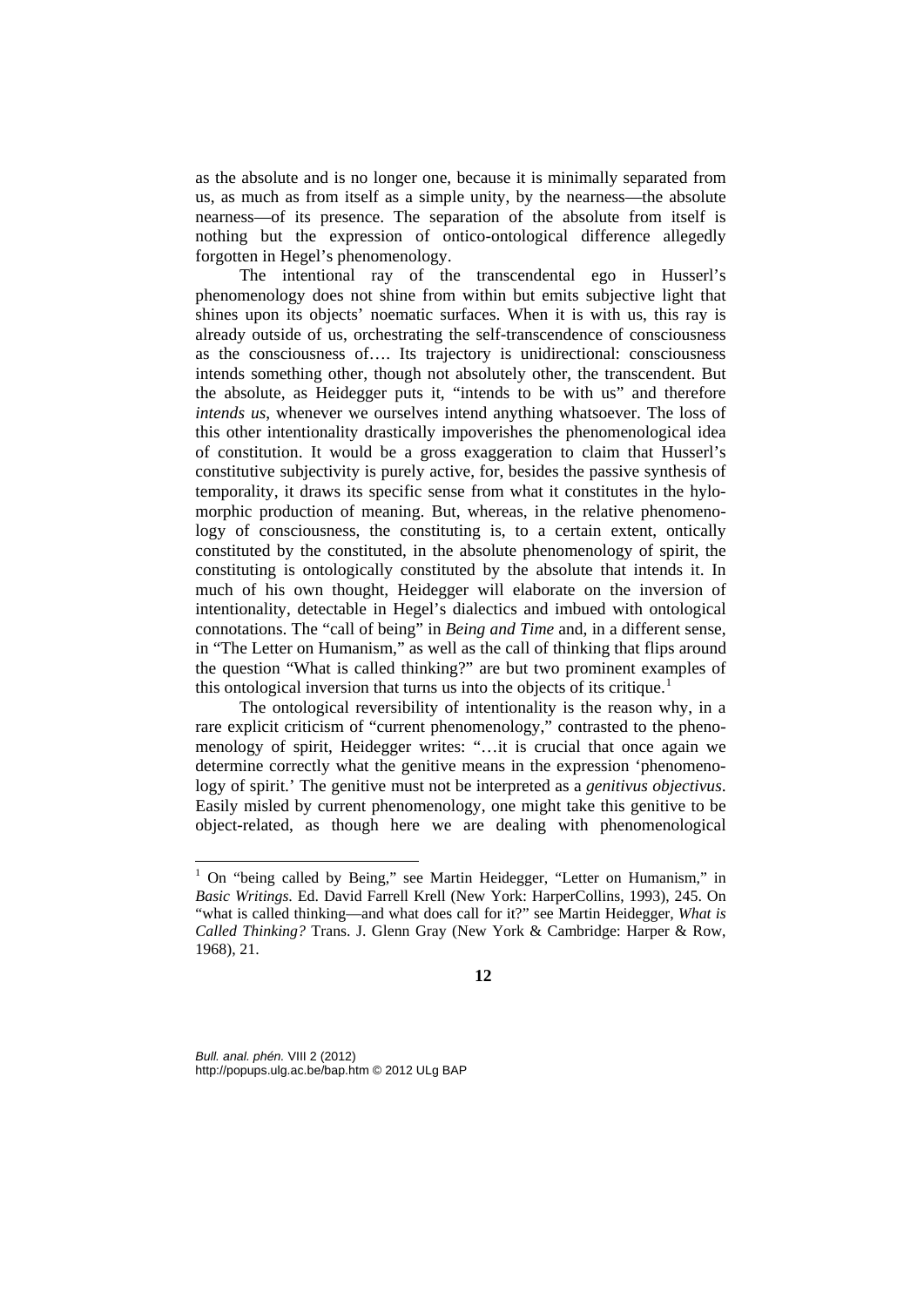as the absolute and is no longer one, because it is minimally separated from us, as much as from itself as a simple unity, by the nearness—the absolute nearness—of its presence. The separation of the absolute from itself is nothing but the expression of ontico-ontological difference allegedly forgotten in Hegel's phenomenology.

The intentional ray of the transcendental ego in Husserl's phenomenology does not shine from within but emits subjective light that shines upon its objects' noematic surfaces. When it is with us, this ray is already outside of us, orchestrating the self-transcendence of consciousness as the consciousness of…. Its trajectory is unidirectional: consciousness intends something other, though not absolutely other, the transcendent. But the absolute, as Heidegger puts it, "intends to be with us" and therefore *intends us*, whenever we ourselves intend anything whatsoever. The loss of this other intentionality drastically impoverishes the phenomenological idea of constitution. It would be a gross exaggeration to claim that Husserl's constitutive subjectivity is purely active, for, besides the passive synthesis of temporality, it draws its specific sense from what it constitutes in the hylomorphic production of meaning. But, whereas, in the relative phenomenology of consciousness, the constituting is, to a certain extent, ontically constituted by the constituted, in the absolute phenomenology of spirit, the constituting is ontologically constituted by the absolute that intends it. In much of his own thought, Heidegger will elaborate on the inversion of intentionality, detectable in Hegel's dialectics and imbued with ontological connotations. The "call of being" in *Being and Time* and, in a different sense, in "The Letter on Humanism," as well as the call of thinking that flips around the question "What is called thinking?" are but two prominent examples of this ontological inversion that turns us into the objects of its critique.[1]

The ontological reversibility of intentionality is the reason why, in a rare explicit criticism of "current phenomenology," contrasted to the phenomenology of spirit, Heidegger writes: "…it is crucial that once again we determine correctly what the genitive means in the expression 'phenomenology of spirit.' The genitive must not be interpreted as a *genitivus objectivus*. Easily misled by current phenomenology, one might take this genitive to be object-related, as though here we are dealing with phenomenological

[1] On "being called by Being," see Martin Heidegger, "Letter on Humanism," in *Basic Writings*. Ed. David Farrell Krell (New York: HarperCollins, 1993), 245. On "what is called thinking—and what does call for it?" see Martin Heidegger, *What is Called Thinking?* Trans. J. Glenn Gray (New York & Cambridge: Harper & Row, 1968), 21.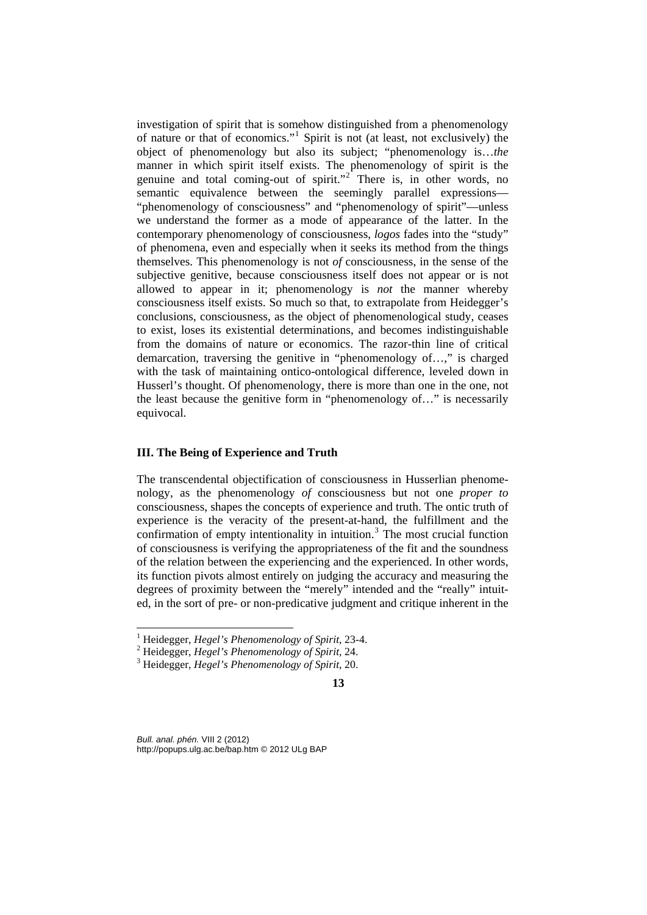investigation of spirit that is somehow distinguished from a phenomenology of nature or that of economics."[1] Spirit is not (at least, not exclusively) the object of phenomenology but also its subject; "phenomenology is…*the* manner in which spirit itself exists. The phenomenology of spirit is the genuine and total coming-out of spirit."[2] There is, in other words, no semantic equivalence between the seemingly parallel expressions—"phenomenology of consciousness" and "phenomenology of spirit"—unless we understand the former as a mode of appearance of the latter. In the contemporary phenomenology of consciousness, *logos* fades into the "study" of phenomena, even and especially when it seeks its method from the things themselves. This phenomenology is not *of* consciousness, in the sense of the subjective genitive, because consciousness itself does not appear or is not allowed to appear in it; phenomenology is *not* the manner whereby consciousness itself exists. So much so that, to extrapolate from Heidegger's conclusions, consciousness, as the object of phenomenological study, ceases to exist, loses its existential determinations, and becomes indistinguishable from the domains of nature or economics. The razor-thin line of critical demarcation, traversing the genitive in "phenomenology of…," is charged with the task of maintaining ontico-ontological difference, leveled down in Husserl's thought. Of phenomenology, there is more than one in the one, not the least because the genitive form in "phenomenology of…" is necessarily equivocal.

### III. The Being of Experience and Truth

The transcendental objectification of consciousness in Husserlian phenomenology, as the phenomenology *of* consciousness but not one *proper to* consciousness, shapes the concepts of experience and truth. The ontic truth of experience is the veracity of the present-at-hand, the fulfillment and the confirmation of empty intentionality in intuition.[3] The most crucial function of consciousness is verifying the appropriateness of the fit and the soundness of the relation between the experiencing and the experienced. In other words, its function pivots almost entirely on judging the accuracy and measuring the degrees of proximity between the "merely" intended and the "really" intuited, in the sort of pre- or non-predicative judgment and critique inherent in the

---

[1] Heidegger, *Hegel's Phenomenology of Spirit*, 23-4.

[2] Heidegger, *Hegel's Phenomenology of Spirit*, 24.

[3] Heidegger, *Hegel's Phenomenology of Spirit*, 20.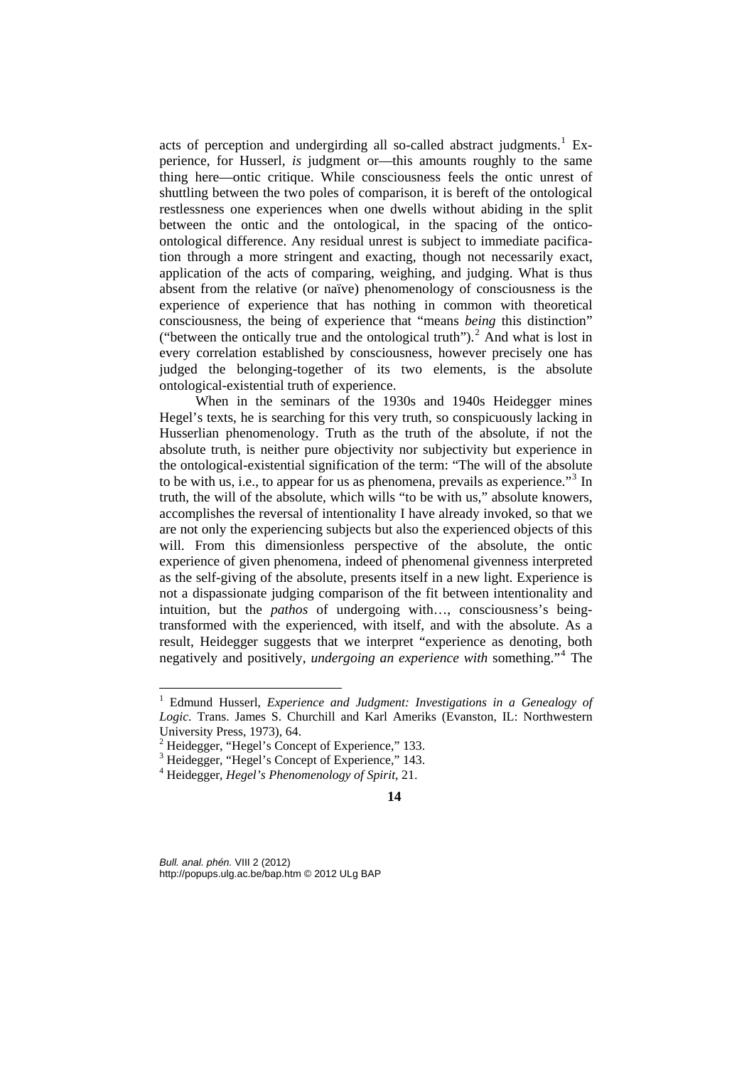acts of perception and undergirding all so-called abstract judgments.[1] Experience, for Husserl, *is* judgment or—this amounts roughly to the same thing here—ontic critique. While consciousness feels the ontic unrest of shuttling between the two poles of comparison, it is bereft of the ontological restlessness one experiences when one dwells without abiding in the split between the ontic and the ontological, in the spacing of the ontico-ontological difference. Any residual unrest is subject to immediate pacification through a more stringent and exacting, though not necessarily exact, application of the acts of comparing, weighing, and judging. What is thus absent from the relative (or naïve) phenomenology of consciousness is the experience of experience that has nothing in common with theoretical consciousness, the being of experience that "means *being* this distinction" ("between the ontically true and the ontological truth").[2] And what is lost in every correlation established by consciousness, however precisely one has judged the belonging-together of its two elements, is the absolute ontological-existential truth of experience.

When in the seminars of the 1930s and 1940s Heidegger mines Hegel's texts, he is searching for this very truth, so conspicuously lacking in Husserlian phenomenology. Truth as the truth of the absolute, if not the absolute truth, is neither pure objectivity nor subjectivity but experience in the ontological-existential signification of the term: "The will of the absolute to be with us, i.e., to appear for us as phenomena, prevails as experience."[3] In truth, the will of the absolute, which wills "to be with us," absolute knowers, accomplishes the reversal of intentionality I have already invoked, so that we are not only the experiencing subjects but also the experienced objects of this will. From this dimensionless perspective of the absolute, the ontic experience of given phenomena, indeed of phenomenal givenness interpreted as the self-giving of the absolute, presents itself in a new light. Experience is not a dispassionate judging comparison of the fit between intentionality and intuition, but the *pathos* of undergoing with…, consciousness's being-transformed with the experienced, with itself, and with the absolute. As a result, Heidegger suggests that we interpret "experience as denoting, both negatively and positively, *undergoing an experience with* something."[4] The

---

[1] Edmund Husserl, *Experience and Judgment: Investigations in a Genealogy of Logic*. Trans. James S. Churchill and Karl Ameriks (Evanston, IL: Northwestern University Press, 1973), 64.

[2] Heidegger, "Hegel's Concept of Experience," 133.

[3] Heidegger, "Hegel's Concept of Experience," 143.

[4] Heidegger, *Hegel's Phenomenology of Spirit*, 21.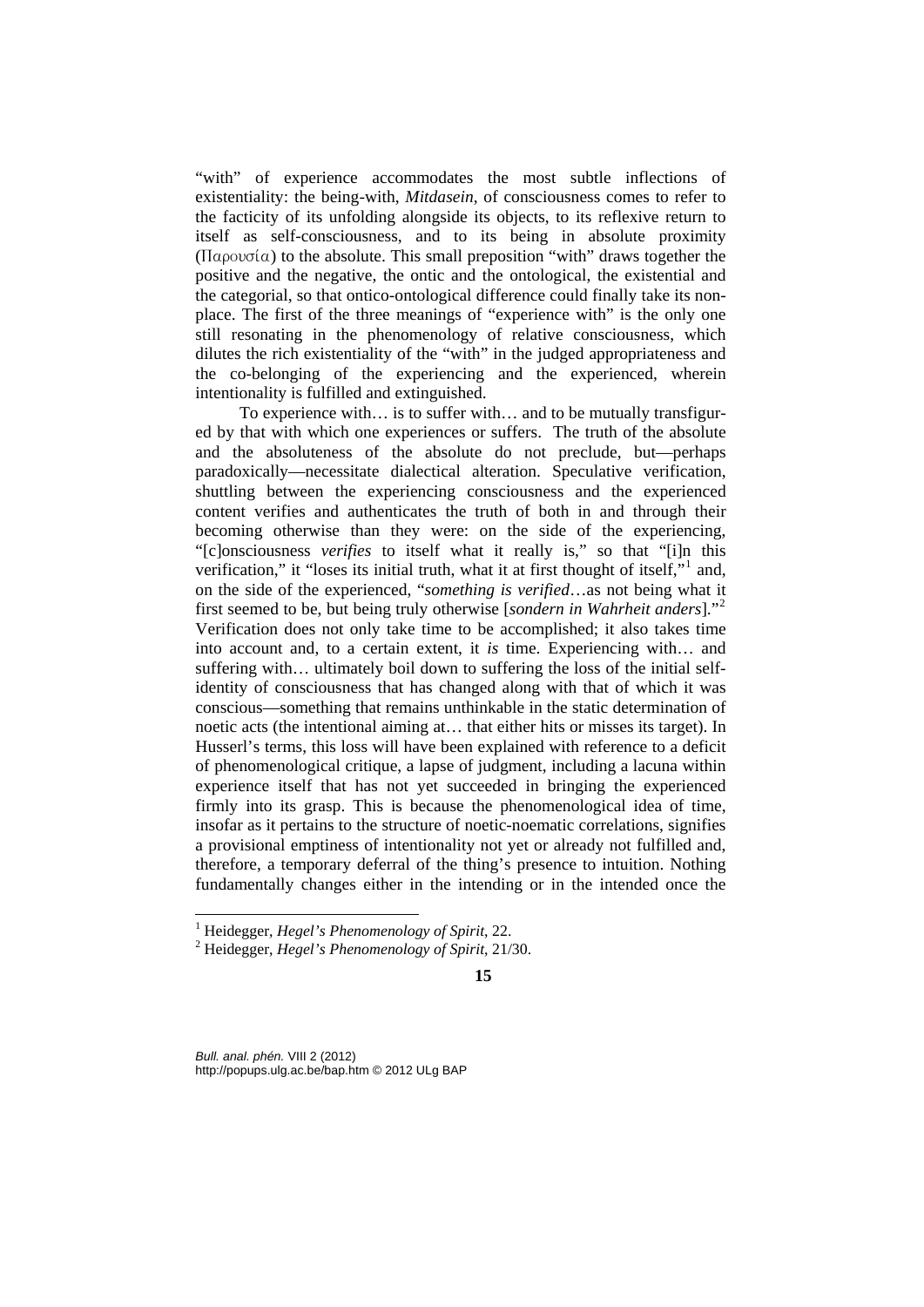"with" of experience accommodates the most subtle inflections of existentiality: the being-with, *Mitdasein*, of consciousness comes to refer to the facticity of its unfolding alongside its objects, to its reflexive return to itself as self-consciousness, and to its being in absolute proximity (Παρουσία) to the absolute. This small preposition "with" draws together the positive and the negative, the ontic and the ontological, the existential and the categorial, so that ontico-ontological difference could finally take its non-place. The first of the three meanings of "experience with" is the only one still resonating in the phenomenology of relative consciousness, which dilutes the rich existentiality of the "with" in the judged appropriateness and the co-belonging of the experiencing and the experienced, wherein intentionality is fulfilled and extinguished.

To experience with… is to suffer with… and to be mutually transfigured by that with which one experiences or suffers. The truth of the absolute and the absoluteness of the absolute do not preclude, but—perhaps paradoxically—necessitate dialectical alteration. Speculative verification, shuttling between the experiencing consciousness and the experienced content verifies and authenticates the truth of both in and through their becoming otherwise than they were: on the side of the experiencing, "[c]onsciousness *verifies* to itself what it really is," so that "[i]n this verification," it "loses its initial truth, what it at first thought of itself,"[1] and, on the side of the experienced, "*something is verified*…as not being what it first seemed to be, but being truly otherwise [*sondern in Wahrheit anders*]."[2] Verification does not only take time to be accomplished; it also takes time into account and, to a certain extent, it *is* time. Experiencing with… and suffering with… ultimately boil down to suffering the loss of the initial self-identity of consciousness that has changed along with that of which it was conscious—something that remains unthinkable in the static determination of noetic acts (the intentional aiming at… that either hits or misses its target). In Husserl's terms, this loss will have been explained with reference to a deficit of phenomenological critique, a lapse of judgment, including a lacuna within experience itself that has not yet succeeded in bringing the experienced firmly into its grasp. This is because the phenomenological idea of time, insofar as it pertains to the structure of noetic-noematic correlations, signifies a provisional emptiness of intentionality not yet or already not fulfilled and, therefore, a temporary deferral of the thing's presence to intuition. Nothing fundamentally changes either in the intending or in the intended once the

---

[1] Heidegger, *Hegel's Phenomenology of Spirit*, 22.

[2] Heidegger, *Hegel's Phenomenology of Spirit*, 21/30.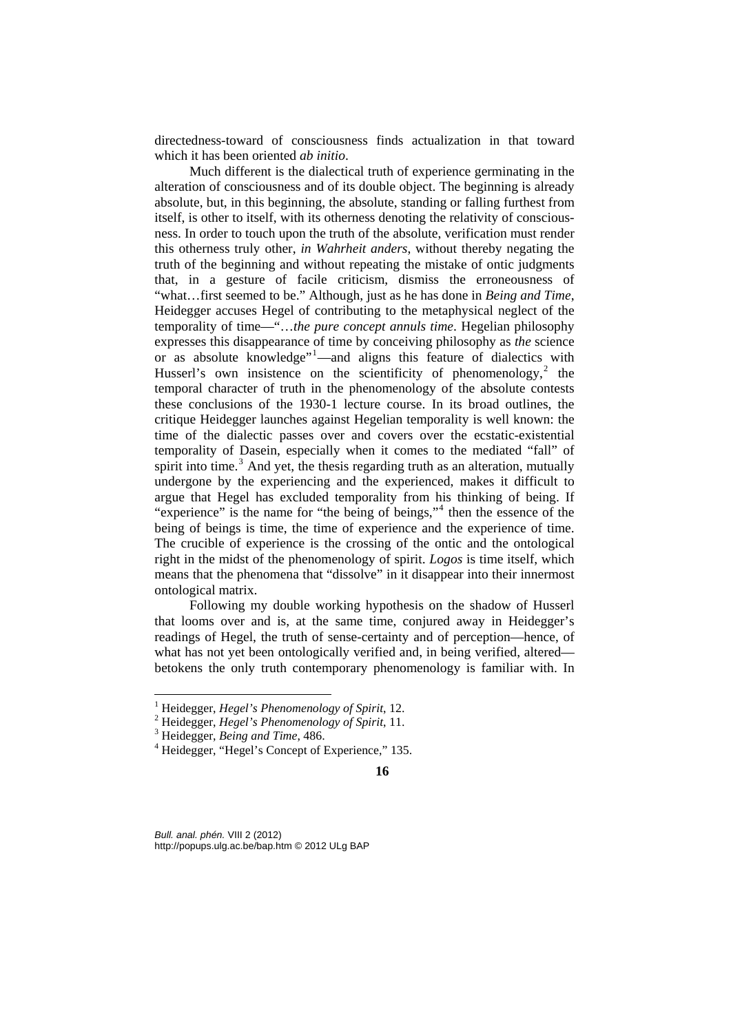directedness-toward of consciousness finds actualization in that toward which it has been oriented *ab initio*.

Much different is the dialectical truth of experience germinating in the alteration of consciousness and of its double object. The beginning is already absolute, but, in this beginning, the absolute, standing or falling furthest from itself, is other to itself, with its otherness denoting the relativity of consciousness. In order to touch upon the truth of the absolute, verification must render this otherness truly other, *in Wahrheit anders*, without thereby negating the truth of the beginning and without repeating the mistake of ontic judgments that, in a gesture of facile criticism, dismiss the erroneousness of "what…first seemed to be." Although, just as he has done in *Being and Time*, Heidegger accuses Hegel of contributing to the metaphysical neglect of the temporality of time—"…*the pure concept annuls time*. Hegelian philosophy expresses this disappearance of time by conceiving philosophy as *the* science or as absolute knowledge"[1]—and aligns this feature of dialectics with Husserl's own insistence on the scientificity of phenomenology,[2] the temporal character of truth in the phenomenology of the absolute contests these conclusions of the 1930-1 lecture course. In its broad outlines, the critique Heidegger launches against Hegelian temporality is well known: the time of the dialectic passes over and covers over the ecstatic-existential temporality of Dasein, especially when it comes to the mediated "fall" of spirit into time.[3] And yet, the thesis regarding truth as an alteration, mutually undergone by the experiencing and the experienced, makes it difficult to argue that Hegel has excluded temporality from his thinking of being. If "experience" is the name for "the being of beings,"[4] then the essence of the being of beings is time, the time of experience and the experience of time. The crucible of experience is the crossing of the ontic and the ontological right in the midst of the phenomenology of spirit. *Logos* is time itself, which means that the phenomena that "dissolve" in it disappear into their innermost ontological matrix.

Following my double working hypothesis on the shadow of Husserl that looms over and is, at the same time, conjured away in Heidegger's readings of Hegel, the truth of sense-certainty and of perception—hence, of what has not yet been ontologically verified and, in being verified, altered—betokens the only truth contemporary phenomenology is familiar with. In

---

[1] Heidegger, *Hegel's Phenomenology of Spirit*, 12.

[2] Heidegger, *Hegel's Phenomenology of Spirit*, 11.

[3] Heidegger, *Being and Time*, 486.

[4] Heidegger, "Hegel's Concept of Experience," 135.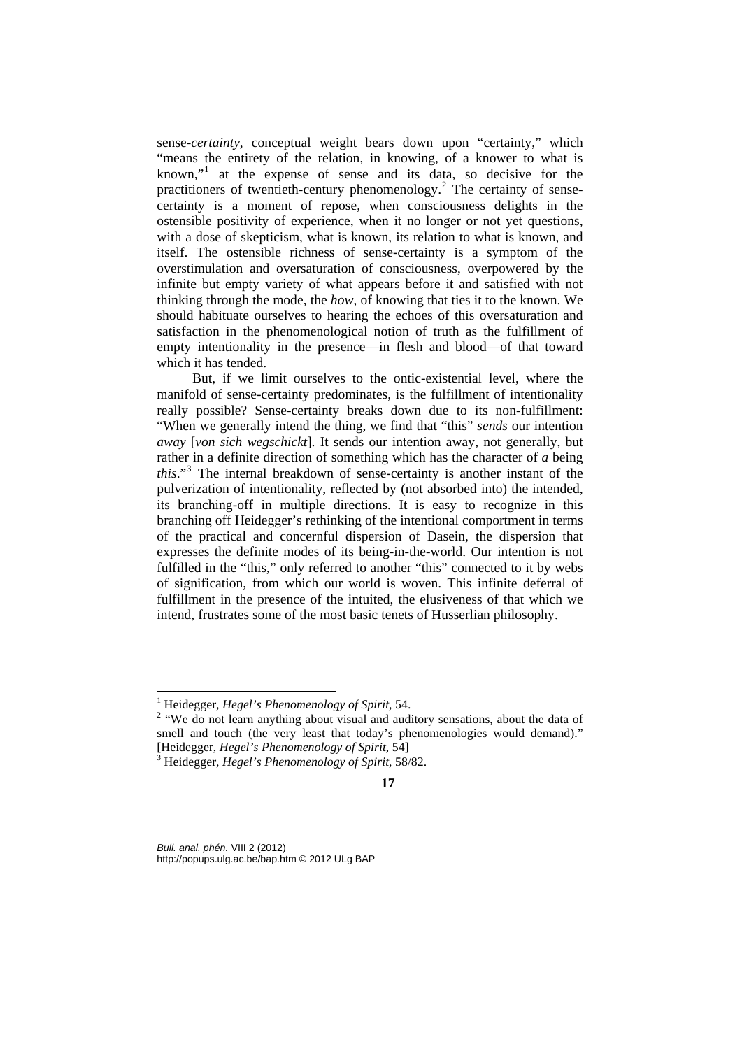sense-*certainty*, conceptual weight bears down upon "certainty," which "means the entirety of the relation, in knowing, of a knower to what is known,"[1] at the expense of sense and its data, so decisive for the practitioners of twentieth-century phenomenology.[2] The certainty of sense-certainty is a moment of repose, when consciousness delights in the ostensible positivity of experience, when it no longer or not yet questions, with a dose of skepticism, what is known, its relation to what is known, and itself. The ostensible richness of sense-certainty is a symptom of the overstimulation and oversaturation of consciousness, overpowered by the infinite but empty variety of what appears before it and satisfied with not thinking through the mode, the *how*, of knowing that ties it to the known. We should habituate ourselves to hearing the echoes of this oversaturation and satisfaction in the phenomenological notion of truth as the fulfillment of empty intentionality in the presence—in flesh and blood—of that toward which it has tended.

But, if we limit ourselves to the ontic-existential level, where the manifold of sense-certainty predominates, is the fulfillment of intentionality really possible? Sense-certainty breaks down due to its non-fulfillment: "When we generally intend the thing, we find that "this" *sends* our intention *away* [*von sich wegschickt*]. It sends our intention away, not generally, but rather in a definite direction of something which has the character of *a* being *this*."[3] The internal breakdown of sense-certainty is another instant of the pulverization of intentionality, reflected by (not absorbed into) the intended, its branching-off in multiple directions. It is easy to recognize in this branching off Heidegger's rethinking of the intentional comportment in terms of the practical and concernful dispersion of Dasein, the dispersion that expresses the definite modes of its being-in-the-world. Our intention is not fulfilled in the "this," only referred to another "this" connected to it by webs of signification, from which our world is woven. This infinite deferral of fulfillment in the presence of the intuited, the elusiveness of that which we intend, frustrates some of the most basic tenets of Husserlian philosophy.

---

[1] Heidegger, *Hegel's Phenomenology of Spirit*, 54.

[2] "We do not learn anything about visual and auditory sensations, about the data of smell and touch (the very least that today's phenomenologies would demand)." [Heidegger, *Hegel's Phenomenology of Spirit*, 54]

[3] Heidegger, *Hegel's Phenomenology of Spirit*, 58/82.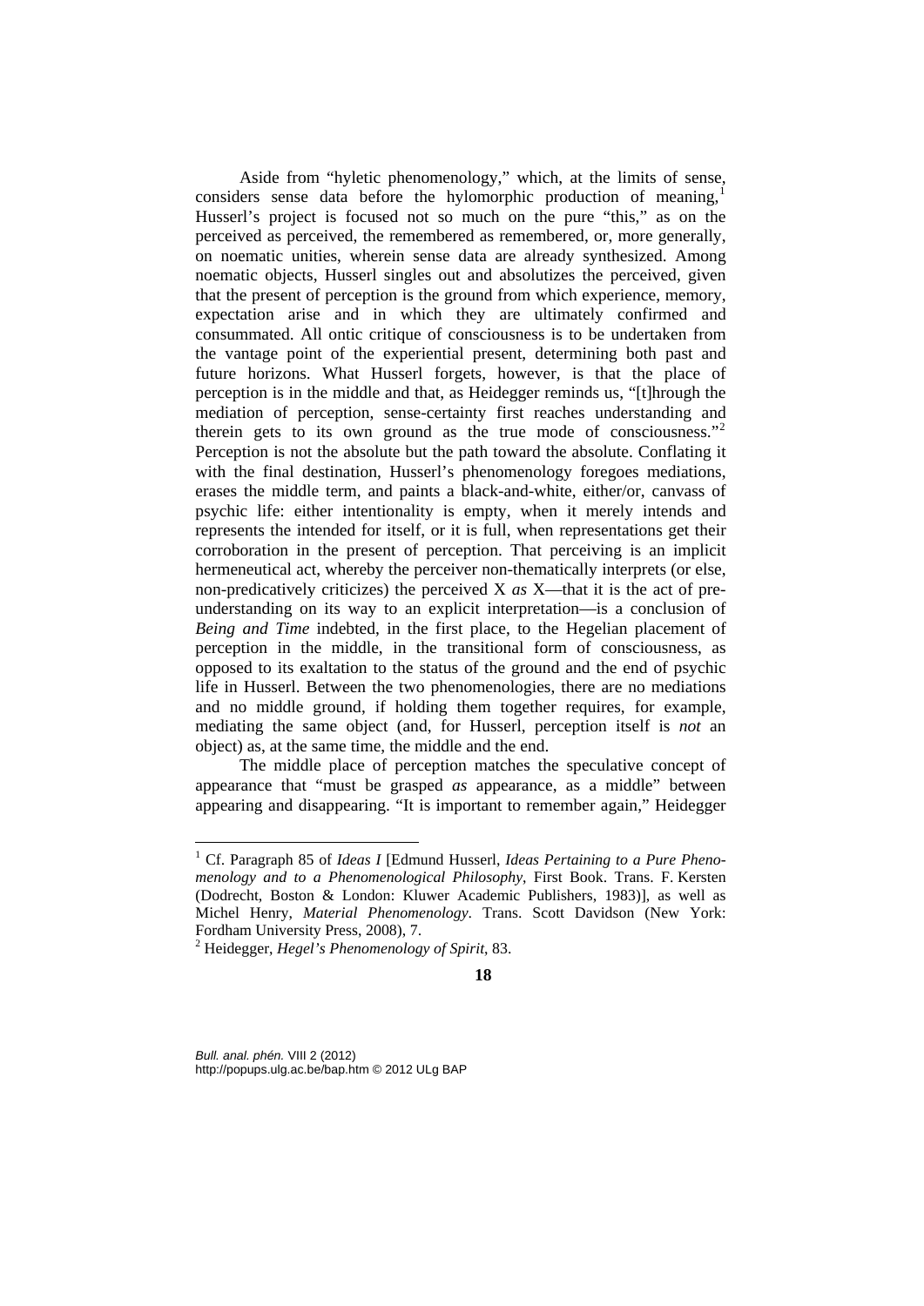Aside from "hyletic phenomenology," which, at the limits of sense, considers sense data before the hylomorphic production of meaning,[1] Husserl's project is focused not so much on the pure "this," as on the perceived as perceived, the remembered as remembered, or, more generally, on noematic unities, wherein sense data are already synthesized. Among noematic objects, Husserl singles out and absolutizes the perceived, given that the present of perception is the ground from which experience, memory, expectation arise and in which they are ultimately confirmed and consummated. All ontic critique of consciousness is to be undertaken from the vantage point of the experiential present, determining both past and future horizons. What Husserl forgets, however, is that the place of perception is in the middle and that, as Heidegger reminds us, "[t]hrough the mediation of perception, sense-certainty first reaches understanding and therein gets to its own ground as the true mode of consciousness."[2] Perception is not the absolute but the path toward the absolute. Conflating it with the final destination, Husserl's phenomenology foregoes mediations, erases the middle term, and paints a black-and-white, either/or, canvass of psychic life: either intentionality is empty, when it merely intends and represents the intended for itself, or it is full, when representations get their corroboration in the present of perception. That perceiving is an implicit hermeneutical act, whereby the perceiver non-thematically interprets (or else, non-predicatively criticizes) the perceived X *as* X—that it is the act of pre-understanding on its way to an explicit interpretation—is a conclusion of *Being and Time* indebted, in the first place, to the Hegelian placement of perception in the middle, in the transitional form of consciousness, as opposed to its exaltation to the status of the ground and the end of psychic life in Husserl. Between the two phenomenologies, there are no mediations and no middle ground, if holding them together requires, for example, mediating the same object (and, for Husserl, perception itself is *not* an object) as, at the same time, the middle and the end.

The middle place of perception matches the speculative concept of appearance that "must be grasped *as* appearance, as a middle" between appearing and disappearing. "It is important to remember again," Heidegger

---

[1] Cf. Paragraph 85 of *Ideas I* [Edmund Husserl, *Ideas Pertaining to a Pure Phenomenology and to a Phenomenological Philosophy*, First Book. Trans. F. Kersten (Dodrecht, Boston & London: Kluwer Academic Publishers, 1983)], as well as Michel Henry, *Material Phenomenology*. Trans. Scott Davidson (New York: Fordham University Press, 2008), 7.

[2] Heidegger, *Hegel's Phenomenology of Spirit*, 83.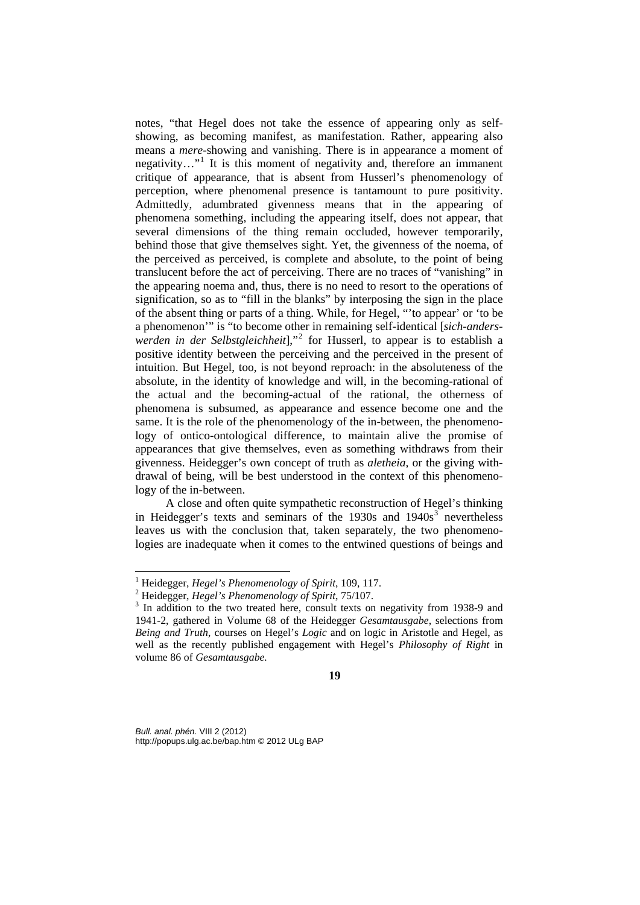notes, "that Hegel does not take the essence of appearing only as self-showing, as becoming manifest, as manifestation. Rather, appearing also means a *mere*-showing and vanishing. There is in appearance a moment of negativity…"[1] It is this moment of negativity and, therefore an immanent critique of appearance, that is absent from Husserl's phenomenology of perception, where phenomenal presence is tantamount to pure positivity. Admittedly, adumbrated givenness means that in the appearing of phenomena something, including the appearing itself, does not appear, that several dimensions of the thing remain occluded, however temporarily, behind those that give themselves sight. Yet, the givenness of the noema, of the perceived as perceived, is complete and absolute, to the point of being translucent before the act of perceiving. There are no traces of "vanishing" in the appearing noema and, thus, there is no need to resort to the operations of signification, so as to "fill in the blanks" by interposing the sign in the place of the absent thing or parts of a thing. While, for Hegel, "'to appear' or 'to be a phenomenon'" is "to become other in remaining self-identical [*sich-anders-werden in der Selbstgleichheit*],"[2] for Husserl, to appear is to establish a positive identity between the perceiving and the perceived in the present of intuition. But Hegel, too, is not beyond reproach: in the absoluteness of the absolute, in the identity of knowledge and will, in the becoming-rational of the actual and the becoming-actual of the rational, the otherness of phenomena is subsumed, as appearance and essence become one and the same. It is the role of the phenomenology of the in-between, the phenomenology of ontico-ontological difference, to maintain alive the promise of appearances that give themselves, even as something withdraws from their givenness. Heidegger's own concept of truth as *aletheia*, or the giving withdrawal of being, will be best understood in the context of this phenomenology of the in-between.

A close and often quite sympathetic reconstruction of Hegel's thinking in Heidegger's texts and seminars of the 1930s and 1940s[3] nevertheless leaves us with the conclusion that, taken separately, the two phenomenologies are inadequate when it comes to the entwined questions of beings and

---

[1] Heidegger, *Hegel's Phenomenology of Spirit*, 109, 117.

[2] Heidegger, *Hegel's Phenomenology of Spirit*, 75/107.

[3] In addition to the two treated here, consult texts on negativity from 1938-9 and 1941-2, gathered in Volume 68 of the Heidegger *Gesamtausgabe*, selections from *Being and Truth*, courses on Hegel's *Logic* and on logic in Aristotle and Hegel, as well as the recently published engagement with Hegel's *Philosophy of Right* in volume 86 of *Gesamtausgabe.*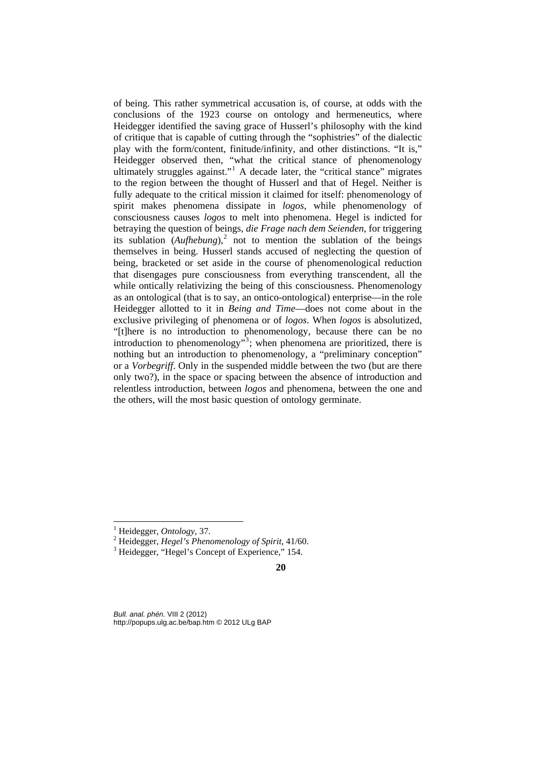of being. This rather symmetrical accusation is, of course, at odds with the conclusions of the 1923 course on ontology and hermeneutics, where Heidegger identified the saving grace of Husserl's philosophy with the kind of critique that is capable of cutting through the "sophistries" of the dialectic play with the form/content, finitude/infinity, and other distinctions. "It is," Heidegger observed then, "what the critical stance of phenomenology ultimately struggles against."[1] A decade later, the "critical stance" migrates to the region between the thought of Husserl and that of Hegel. Neither is fully adequate to the critical mission it claimed for itself: phenomenology of spirit makes phenomena dissipate in *logos*, while phenomenology of consciousness causes *logos* to melt into phenomena. Hegel is indicted for betraying the question of beings, *die Frage nach dem Seienden*, for triggering its sublation (*Aufhebung*),[2] not to mention the sublation of the beings themselves in being. Husserl stands accused of neglecting the question of being, bracketed or set aside in the course of phenomenological reduction that disengages pure consciousness from everything transcendent, all the while ontically relativizing the being of this consciousness. Phenomenology as an ontological (that is to say, an ontico-ontological) enterprise—in the role Heidegger allotted to it in *Being and Time*—does not come about in the exclusive privileging of phenomena or of *logos*. When *logos* is absolutized, "[t]here is no introduction to phenomenology, because there can be no introduction to phenomenology"[3]; when phenomena are prioritized, there is nothing but an introduction to phenomenology, a "preliminary conception" or a *Vorbegriff*. Only in the suspended middle between the two (but are there only two?), in the space or spacing between the absence of introduction and relentless introduction, between *logos* and phenomena, between the one and the others, will the most basic question of ontology germinate.

---

[1] Heidegger, *Ontology*, 37.

[2] Heidegger, *Hegel's Phenomenology of Spirit*, 41/60.

[3] Heidegger, "Hegel's Concept of Experience," 154.